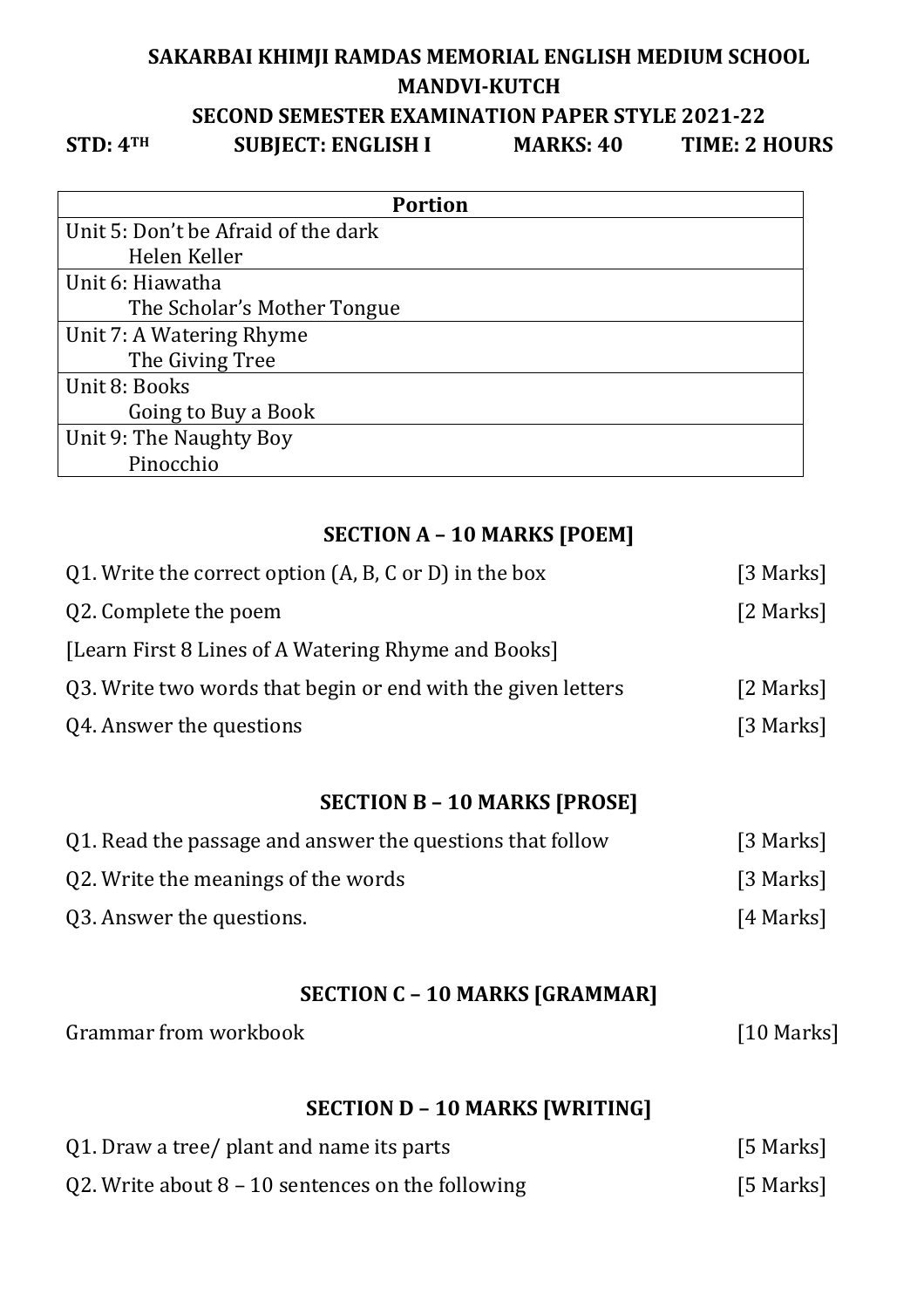# SAKARBAI KHIMJI RAMDAS MEMORIAL ENGLISH MEDIUM SCHOOL
## MANDVI-KUTCH
## SECOND SEMESTER EXAMINATION PAPER STYLE 2021-22

**STD: 4TH** **SUBJECT: ENGLISH I** **MARKS: 40** **TIME: 2 HOURS**

| Portion |
|---|
| Unit 5: Don't be Afraid of the dark<br>Helen Keller |
| Unit 6: Hiawatha<br>The Scholar's Mother Tongue |
| Unit 7: A Watering Rhyme<br>The Giving Tree |
| Unit 8: Books<br>Going to Buy a Book |
| Unit 9: The Naughty Boy<br>Pinocchio |

### SECTION A – 10 MARKS [POEM]

Q1. Write the correct option (A, B, C or D) in the box [3 Marks]

Q2. Complete the poem [2 Marks]

[Learn First 8 Lines of A Watering Rhyme and Books]

Q3. Write two words that begin or end with the given letters [2 Marks]

Q4. Answer the questions [3 Marks]

### SECTION B – 10 MARKS [PROSE]

Q1. Read the passage and answer the questions that follow [3 Marks]

Q2. Write the meanings of the words [3 Marks]

Q3. Answer the questions. [4 Marks]

### SECTION C – 10 MARKS [GRAMMAR]

Grammar from workbook [10 Marks]

### SECTION D – 10 MARKS [WRITING]

Q1. Draw a tree/ plant and name its parts [5 Marks]

Q2. Write about 8 – 10 sentences on the following [5 Marks]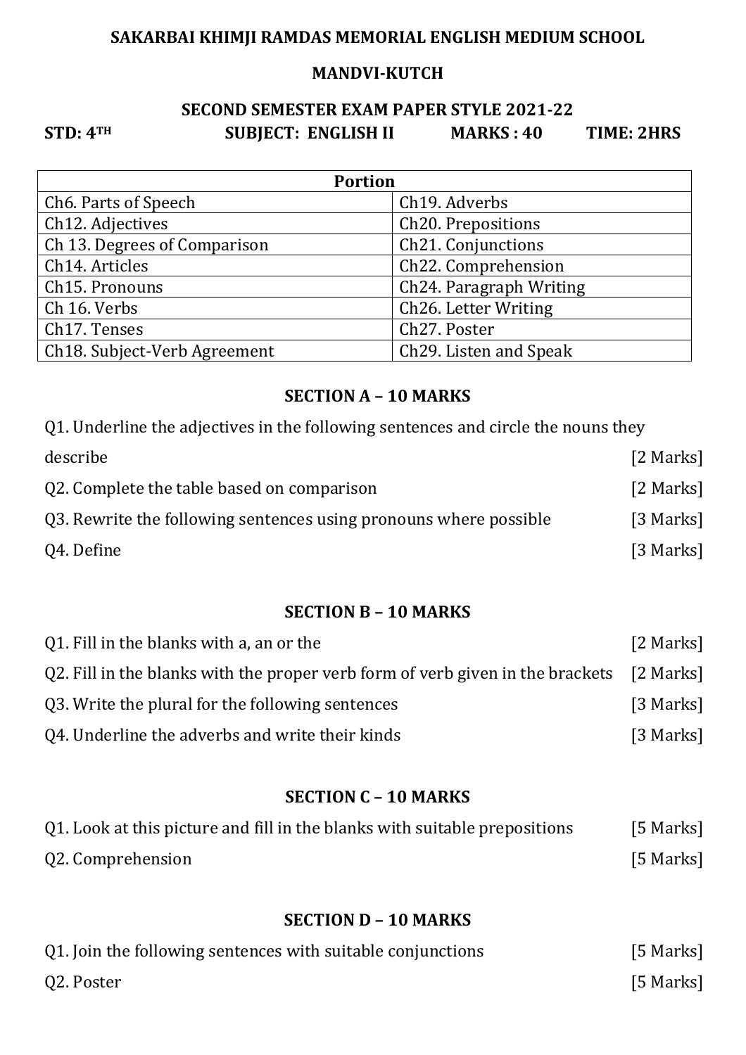# SAKARBAI KHIMJI RAMDAS MEMORIAL ENGLISH MEDIUM SCHOOL

## MANDVI-KUTCH

### SECOND SEMESTER EXAM PAPER STYLE 2021-22

**STD: 4TH** **SUBJECT: ENGLISH II** **MARKS : 40** **TIME: 2HRS**

| Portion | |
|---|---|
| Ch6. Parts of Speech | Ch19. Adverbs |
| Ch12. Adjectives | Ch20. Prepositions |
| Ch 13. Degrees of Comparison | Ch21. Conjunctions |
| Ch14. Articles | Ch22. Comprehension |
| Ch15. Pronouns | Ch24. Paragraph Writing |
| Ch 16. Verbs | Ch26. Letter Writing |
| Ch17. Tenses | Ch27. Poster |
| Ch18. Subject-Verb Agreement | Ch29. Listen and Speak |

### SECTION A – 10 MARKS

Q1. Underline the adjectives in the following sentences and circle the nouns they describe [2 Marks]

Q2. Complete the table based on comparison [2 Marks]

Q3. Rewrite the following sentences using pronouns where possible [3 Marks]

Q4. Define [3 Marks]

### SECTION B – 10 MARKS

Q1. Fill in the blanks with a, an or the [2 Marks]

Q2. Fill in the blanks with the proper verb form of verb given in the brackets [2 Marks]

Q3. Write the plural for the following sentences [3 Marks]

Q4. Underline the adverbs and write their kinds [3 Marks]

### SECTION C – 10 MARKS

Q1. Look at this picture and fill in the blanks with suitable prepositions [5 Marks]

Q2. Comprehension [5 Marks]

### SECTION D – 10 MARKS

Q1. Join the following sentences with suitable conjunctions [5 Marks]

Q2. Poster [5 Marks]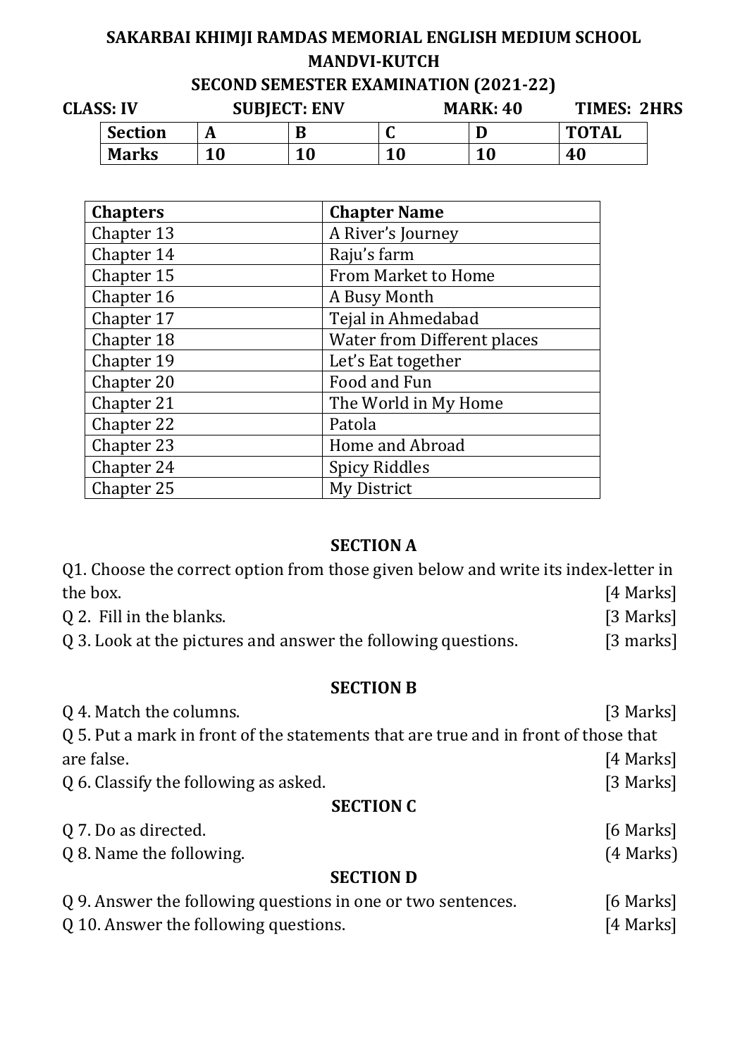# SAKARBAI KHIMJI RAMDAS MEMORIAL ENGLISH MEDIUM SCHOOL
## MANDVI-KUTCH
## SECOND SEMESTER EXAMINATION (2021-22)

**CLASS: IV** **SUBJECT: ENV** **MARK: 40** **TIMES: 2HRS**

| Section | A | B | C | D | TOTAL |
|---|---|---|---|---|---|
| Marks | 10 | 10 | 10 | 10 | 40 |

| Chapters | Chapter Name |
|---|---|
| Chapter 13 | A River's Journey |
| Chapter 14 | Raju's farm |
| Chapter 15 | From Market to Home |
| Chapter 16 | A Busy Month |
| Chapter 17 | Tejal in Ahmedabad |
| Chapter 18 | Water from Different places |
| Chapter 19 | Let's Eat together |
| Chapter 20 | Food and Fun |
| Chapter 21 | The World in My Home |
| Chapter 22 | Patola |
| Chapter 23 | Home and Abroad |
| Chapter 24 | Spicy Riddles |
| Chapter 25 | My District |

### SECTION A

Q1. Choose the correct option from those given below and write its index-letter in the box. [4 Marks]

Q 2. Fill in the blanks. [3 Marks]

Q 3. Look at the pictures and answer the following questions. [3 marks]

### SECTION B

Q 4. Match the columns. [3 Marks]

Q 5. Put a mark in front of the statements that are true and in front of those that are false. [4 Marks]

Q 6. Classify the following as asked. [3 Marks]

### SECTION C

Q 7. Do as directed. [6 Marks]

Q 8. Name the following. (4 Marks)

### SECTION D

Q 9. Answer the following questions in one or two sentences. [6 Marks]

Q 10. Answer the following questions. [4 Marks]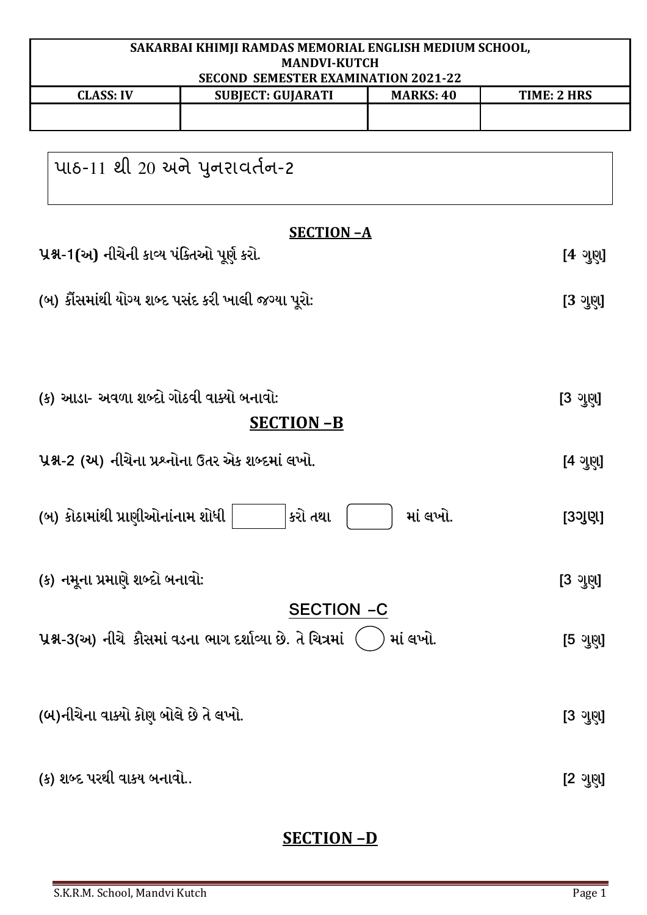| SAKARBAI KHIMJI RAMDAS MEMORIAL ENGLISH MEDIUM SCHOOL, MANDVI-KUTCH SECOND SEMESTER EXAMINATION 2021-22 | | | |
|---|---|---|---|
| CLASS: IV | SUBJECT: GUJARATI | MARKS: 40 | TIME: 2 HRS |
| | | | |

પાઠ-11 થી 20 અને પુનરાવર્તન-2

## SECTION –A

**પ્રશ્ન-1(અ) નીચેની કાવ્ય પંક્તિઓ પૂર્ણ કરો.** **[4 ગુણ]**

**(બ) કૌંસમાંથી યોગ્ય શબ્દ પસંદ કરી ખાલી જગ્યા પૂરો:** **[3 ગુણ]**

**(ક) આડા- અવળા શબ્દો ગોઠવી વાક્યો બનાવો:** **[3 ગુણ]**

## SECTION –B

**પ્રશ્ન-2 (અ) નીચેના પ્રશ્નોના ઉતર એક શબ્દમાં લખો.** **[4 ગુણ]**

**(બ) કોઠામાંથી પ્રાણીઓનાંનામ શોધી ☐ કરો તથા ▢ માં લખો.** **[3ગુણ]**

**(ક) નમૂના પ્રમાણે શબ્દો બનાવો:** **[3 ગુણ]**

## SECTION –C

**પ્રશ્ન-3(અ) નીચે કૌસમાં વડના ભાગ દર્શાવ્યા છે. તે ચિત્રમાં ◯ માં લખો.** **[5 ગુણ]**

**(બ)નીચેના વાક્યો કોણ બોલે છે તે લખો.** **[3 ગુણ]**

**(ક) શબ્દ પરથી વાકય બનાવો..** **[2 ગુણ]**

## SECTION –D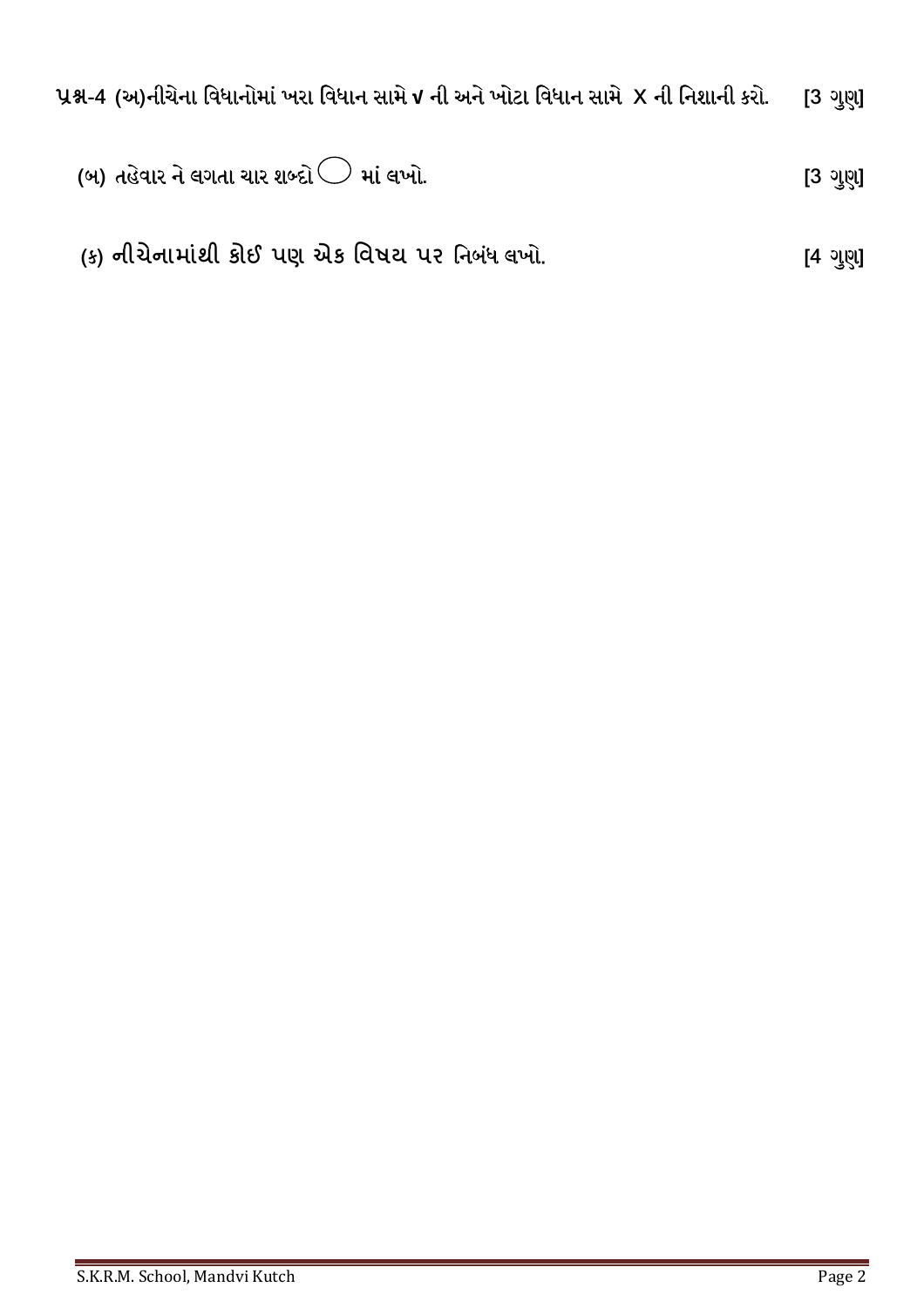**પ્રશ્ન-4 (અ)નીચેના વિધાનોમાં ખરા વિધાન સામે ✓ ની અને ખોટા વિધાન સામે X ની નિશાની કરો. [3 ગુણ]**

**(બ) તહેવાર ને લગતા ચાર શબ્દો ◯ માં લખો. [3 ગુણ]**

**(ક) નીચેનામાંથી કોઈ પણ એક વિષય પર નિબંધ લખો. [4 ગુણ]**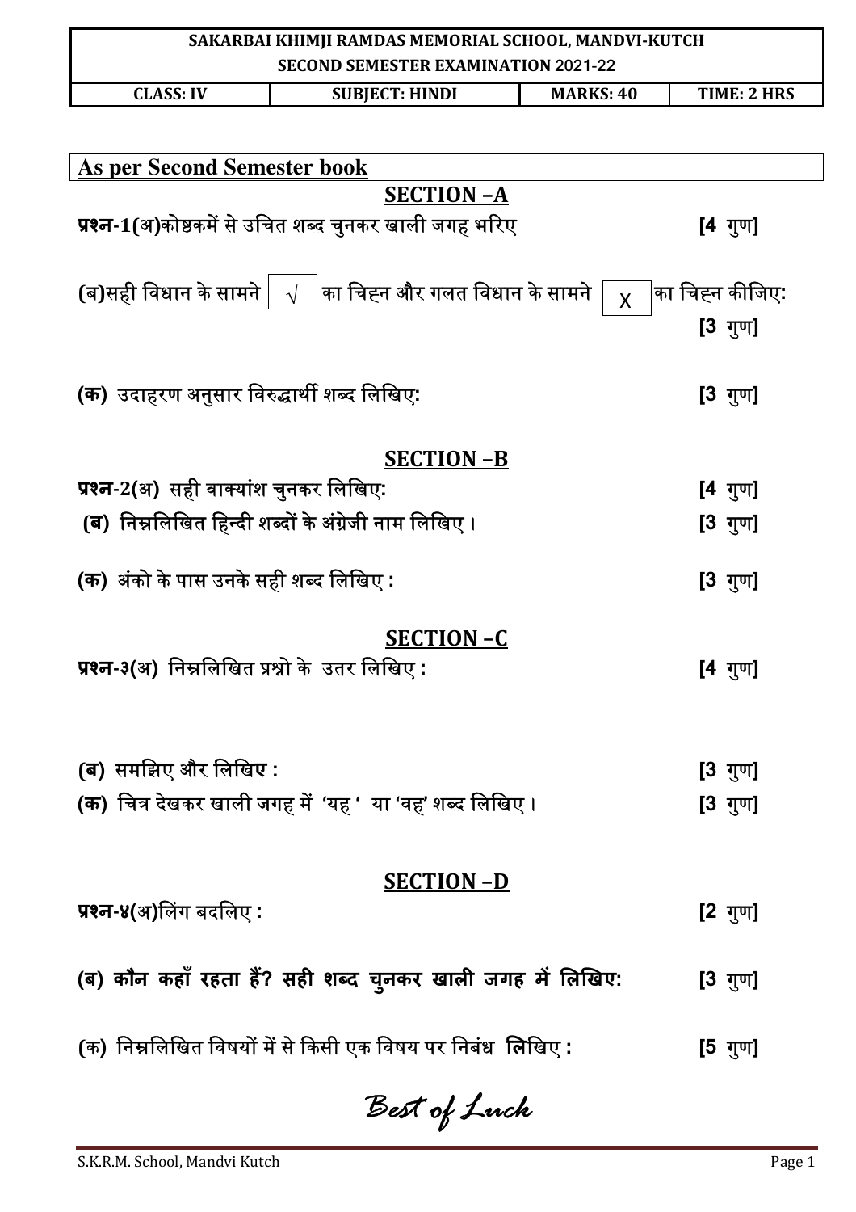| SAKARBAI KHIMJI RAMDAS MEMORIAL SCHOOL, MANDVI-KUTCH<br>SECOND SEMESTER EXAMINATION 2021-22 | | | |
|---|---|---|---|
| **CLASS: IV** | **SUBJECT: HINDI** | **MARKS: 40** | **TIME: 2 HRS** |

**As per Second Semester book**

## SECTION –A

**प्रश्न-1**(अ)कोष्ठकमें से उचित शब्द चुनकर खाली जगह भरिए **[4 गुण]**

**(ब)**सही विधान के सामने √ का चिह्न और गलत विधान के सामने X का चिह्न कीजिए: **[3 गुण]**

**(क)** उदाहरण अनुसार विरुद्धार्थी शब्द लिखिए: **[3 गुण]**

## SECTION –B

**प्रश्न-2(अ)** सही वाक्यांश चुनकर लिखिए: **[4 गुण]**

**(ब)** निम्नलिखित हिन्दी शब्दों के अंग्रेजी नाम लिखिए। **[3 गुण]**

**(क)** अंको के पास उनके सही शब्द लिखिए : **[3 गुण]**

## SECTION –C

**प्रश्न-३(अ)** निम्नलिखित प्रश्नो के उतर लिखिए : **[4 गुण]**

**(ब)** समझिए और लिखि**ए :** **[3 गुण]**

**(क)** चित्र देखकर खाली जगह में 'यह ' या 'वह' शब्द लिखिए। **[3 गुण]**

## SECTION –D

**प्रश्न-४(अ)**लिंग बदलिए : **[2 गुण]**

**(ब) कौन कहाँ रहता हैं? सही शब्द चुनकर खाली जगह में लिखिए: [3 गुण]**

(क) निम्नलिखित विषयों में से किसी एक विषय पर निबंध **लि**खिए : **[5 गुण]**

*Best of Luck*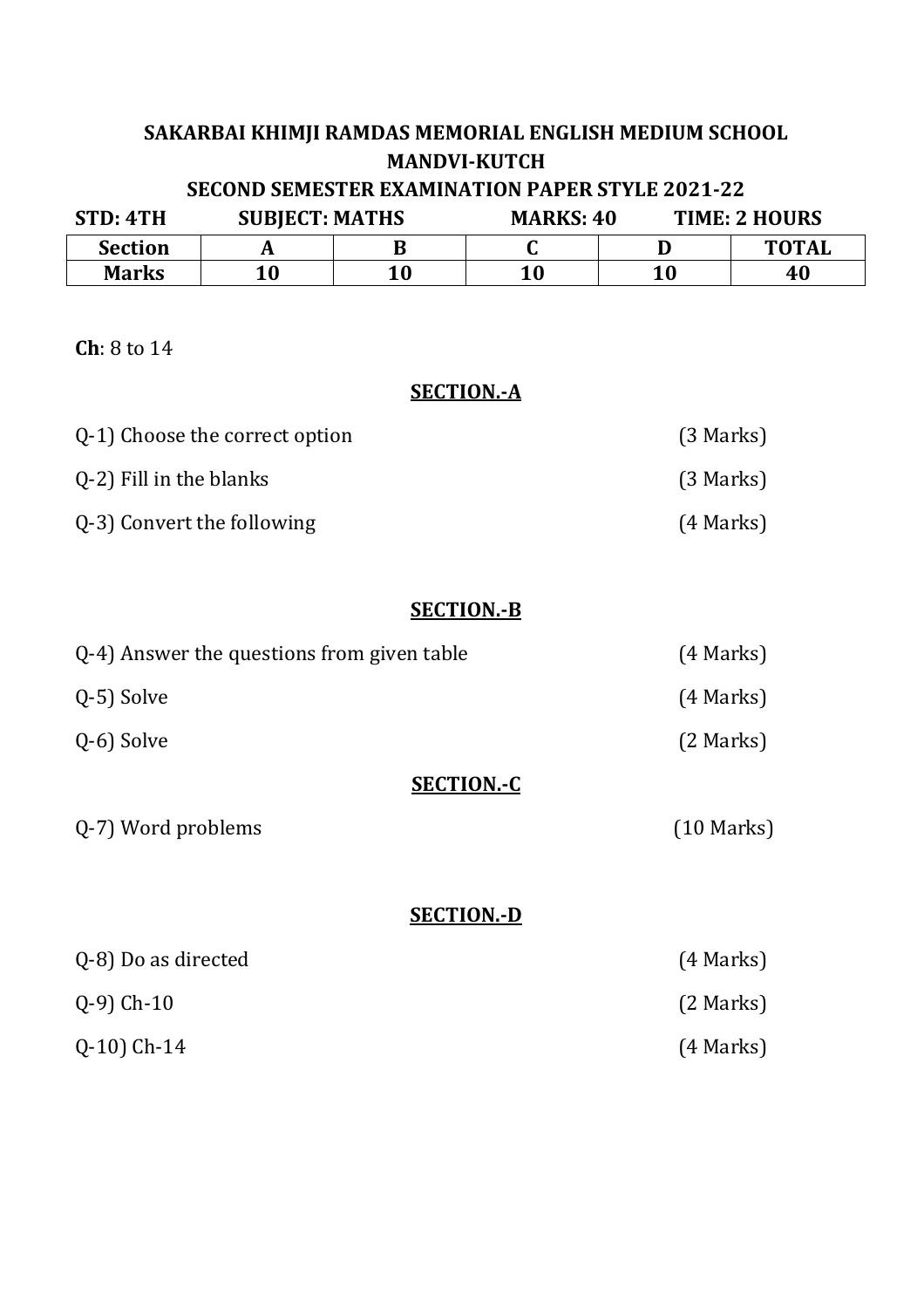**SAKARBAI KHIMJI RAMDAS MEMORIAL ENGLISH MEDIUM SCHOOL**

**MANDVI-KUTCH**

**SECOND SEMESTER EXAMINATION PAPER STYLE 2021-22**

**STD: 4TH  SUBJECT: MATHS  MARKS: 40  TIME: 2 HOURS**

| Section | A | B | C | D | TOTAL |
|---|---|---|---|---|---|
| Marks | 10 | 10 | 10 | 10 | 40 |

**Ch**: 8 to 14

**SECTION.-A**

Q-1) Choose the correct option (3 Marks)

Q-2) Fill in the blanks (3 Marks)

Q-3) Convert the following (4 Marks)

**SECTION.-B**

Q-4) Answer the questions from given table (4 Marks)

Q-5) Solve (4 Marks)

Q-6) Solve (2 Marks)

**SECTION.-C**

Q-7) Word problems (10 Marks)

**SECTION.-D**

Q-8) Do as directed (4 Marks)

Q-9) Ch-10 (2 Marks)

Q-10) Ch-14 (4 Marks)